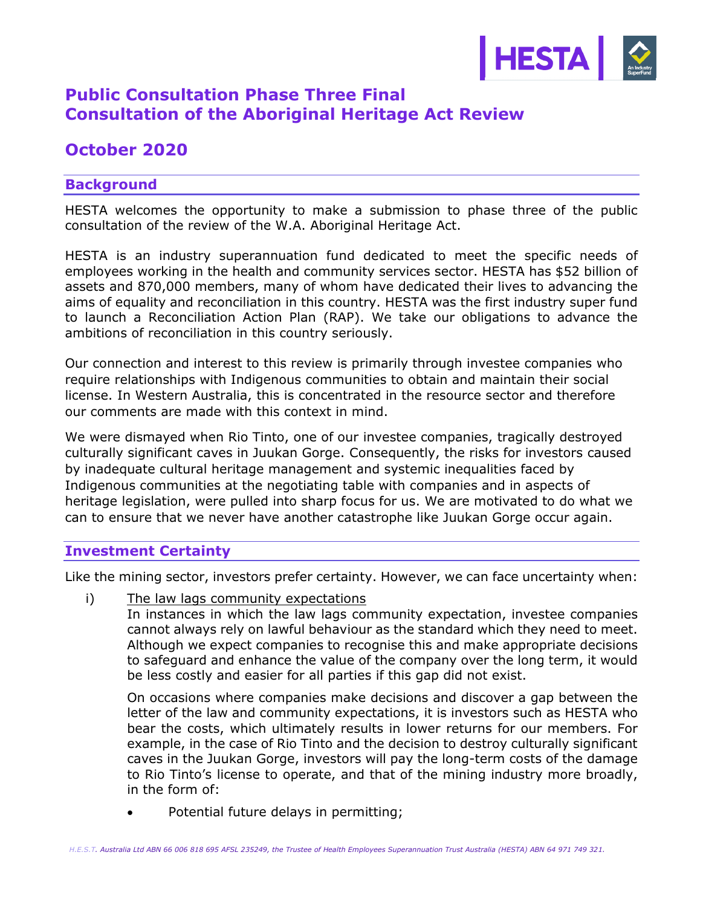# Public Consultation Phase Three Final Consultation of the Aboriginal Heritage Act Review

## October 2020

### Background

HESTA welcomes the opportunity to make a submission to phase three of the public consultation of the review of the W.A. Aboriginal Heritage Act.

HESTA is an industry superannuation fund dedicated to meet the specific needs of employees working in the health and community services sector. HESTA has $52 billion of assets and 870,000 members, many of whom have dedicated their lives to advancing the aims of equality and reconciliation in this country. HESTA was the first industry super fund to launch a Reconciliation Action Plan (RAP). We take our obligations to advance the ambitions of reconciliation in this country seriously.

Our connection and interest to this review is primarily through investee companies who require relationships with Indigenous communities to obtain and maintain their social license. In Western Australia, this is concentrated in the resource sector and therefore our comments are made with this context in mind.

We were dismayed when Rio Tinto, one of our investee companies, tragically destroyed culturally significant caves in Juukan Gorge. Consequently, the risks for investors caused by inadequate cultural heritage management and systemic inequalities faced by Indigenous communities at the negotiating table with companies and in aspects of heritage legislation, were pulled into sharp focus for us. We are motivated to do what we can to ensure that we never have another catastrophe like Juukan Gorge occur again.

### Investment Certainty

Like the mining sector, investors prefer certainty. However, we can face uncertainty when:

i) The law lags community expectations

In instances in which the law lags community expectation, investee companies cannot always rely on lawful behaviour as the standard which they need to meet. Although we expect companies to recognise this and make appropriate decisions to safeguard and enhance the value of the company over the long term, it would be less costly and easier for all parties if this gap did not exist.

On occasions where companies make decisions and discover a gap between the letter of the law and community expectations, it is investors such as HESTA who bear the costs, which ultimately results in lower returns for our members. For example, in the case of Rio Tinto and the decision to destroy culturally significant caves in the Juukan Gorge, investors will pay the long-term costs of the damage to Rio Tinto's license to operate, and that of the mining industry more broadly, in the form of:

- Potential future delays in permitting;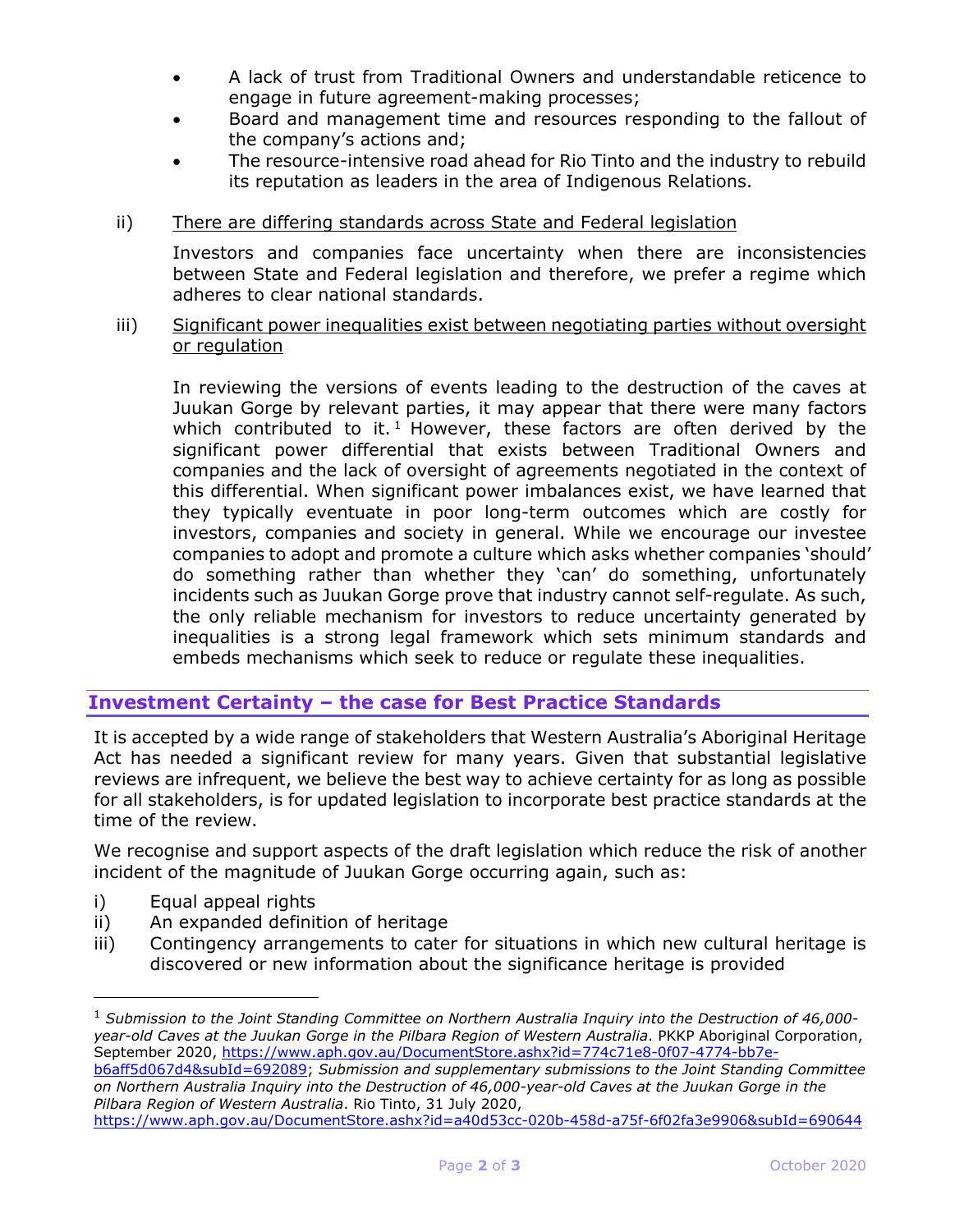- A lack of trust from Traditional Owners and understandable reticence to engage in future agreement-making processes;
- Board and management time and resources responding to the fallout of the company's actions and;
- The resource-intensive road ahead for Rio Tinto and the industry to rebuild its reputation as leaders in the area of Indigenous Relations.

ii) <u>There are differing standards across State and Federal legislation</u>

Investors and companies face uncertainty when there are inconsistencies between State and Federal legislation and therefore, we prefer a regime which adheres to clear national standards.

iii) <u>Significant power inequalities exist between negotiating parties without oversight or regulation</u>

In reviewing the versions of events leading to the destruction of the caves at Juukan Gorge by relevant parties, it may appear that there were many factors which contributed to it.[1] However, these factors are often derived by the significant power differential that exists between Traditional Owners and companies and the lack of oversight of agreements negotiated in the context of this differential. When significant power imbalances exist, we have learned that they typically eventuate in poor long-term outcomes which are costly for investors, companies and society in general. While we encourage our investee companies to adopt and promote a culture which asks whether companies 'should' do something rather than whether they 'can' do something, unfortunately incidents such as Juukan Gorge prove that industry cannot self-regulate. As such, the only reliable mechanism for investors to reduce uncertainty generated by inequalities is a strong legal framework which sets minimum standards and embeds mechanisms which seek to reduce or regulate these inequalities.

## Investment Certainty – the case for Best Practice Standards

It is accepted by a wide range of stakeholders that Western Australia's Aboriginal Heritage Act has needed a significant review for many years. Given that substantial legislative reviews are infrequent, we believe the best way to achieve certainty for as long as possible for all stakeholders, is for updated legislation to incorporate best practice standards at the time of the review.

We recognise and support aspects of the draft legislation which reduce the risk of another incident of the magnitude of Juukan Gorge occurring again, such as:

i) Equal appeal rights
ii) An expanded definition of heritage
iii) Contingency arrangements to cater for situations in which new cultural heritage is discovered or new information about the significance heritage is provided

[1] *Submission to the Joint Standing Committee on Northern Australia Inquiry into the Destruction of 46,000-year-old Caves at the Juukan Gorge in the Pilbara Region of Western Australia*. PKKP Aboriginal Corporation, September 2020, https://www.aph.gov.au/DocumentStore.ashx?id=774c71e8-0f07-4774-bb7e-b6aff5d067d4&subId=692089; *Submission and supplementary submissions to the Joint Standing Committee on Northern Australia Inquiry into the Destruction of 46,000-year-old Caves at the Juukan Gorge in the Pilbara Region of Western Australia*. Rio Tinto, 31 July 2020, https://www.aph.gov.au/DocumentStore.ashx?id=a40d53cc-020b-458d-a75f-6f02fa3e9906&subId=690644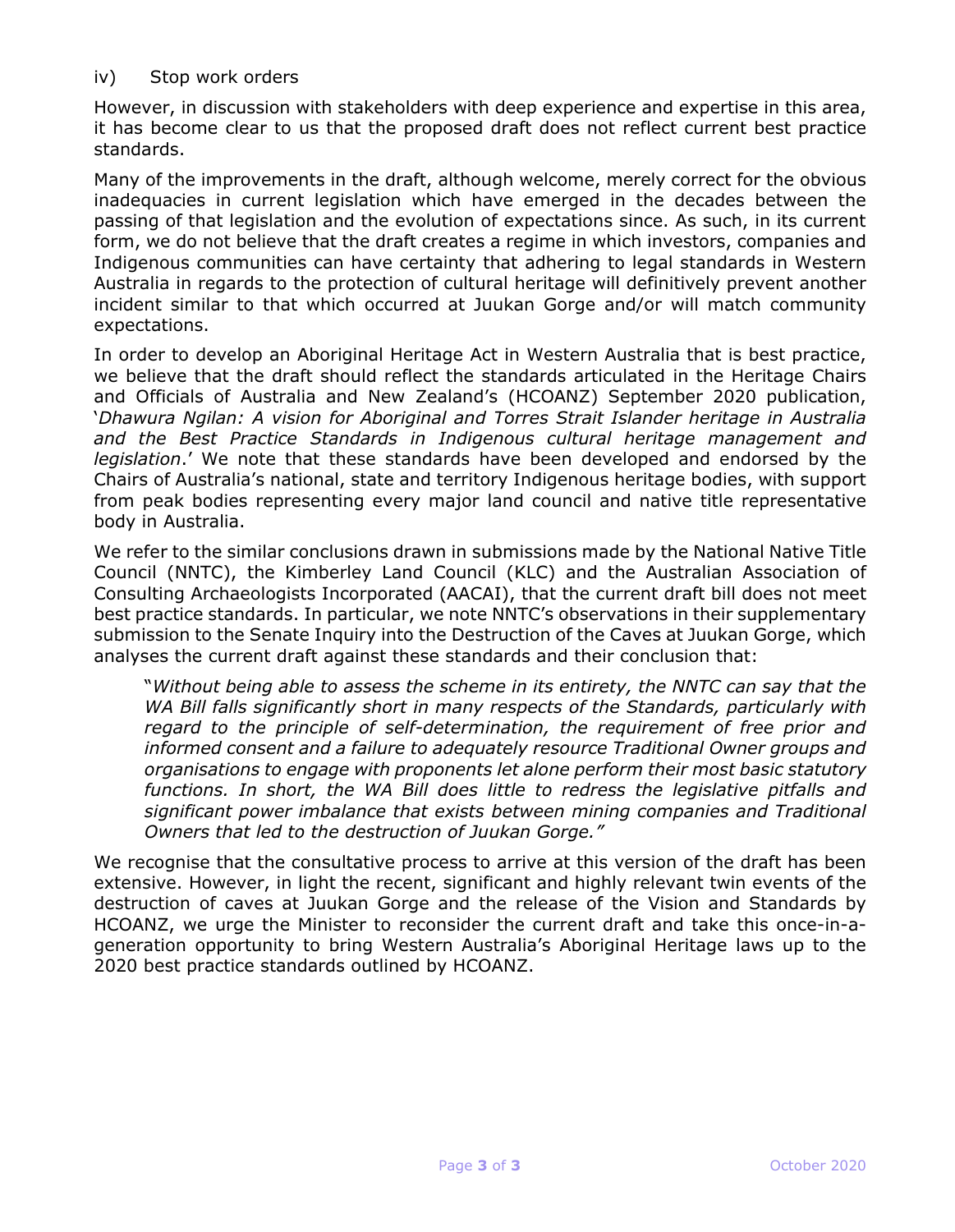iv) Stop work orders

However, in discussion with stakeholders with deep experience and expertise in this area, it has become clear to us that the proposed draft does not reflect current best practice standards.

Many of the improvements in the draft, although welcome, merely correct for the obvious inadequacies in current legislation which have emerged in the decades between the passing of that legislation and the evolution of expectations since. As such, in its current form, we do not believe that the draft creates a regime in which investors, companies and Indigenous communities can have certainty that adhering to legal standards in Western Australia in regards to the protection of cultural heritage will definitively prevent another incident similar to that which occurred at Juukan Gorge and/or will match community expectations.

In order to develop an Aboriginal Heritage Act in Western Australia that is best practice, we believe that the draft should reflect the standards articulated in the Heritage Chairs and Officials of Australia and New Zealand's (HCOANZ) September 2020 publication, '*Dhawura Ngilan: A vision for Aboriginal and Torres Strait Islander heritage in Australia and the Best Practice Standards in Indigenous cultural heritage management and legislation*.' We note that these standards have been developed and endorsed by the Chairs of Australia's national, state and territory Indigenous heritage bodies, with support from peak bodies representing every major land council and native title representative body in Australia.

We refer to the similar conclusions drawn in submissions made by the National Native Title Council (NNTC), the Kimberley Land Council (KLC) and the Australian Association of Consulting Archaeologists Incorporated (AACAI), that the current draft bill does not meet best practice standards. In particular, we note NNTC's observations in their supplementary submission to the Senate Inquiry into the Destruction of the Caves at Juukan Gorge, which analyses the current draft against these standards and their conclusion that:

> "*Without being able to assess the scheme in its entirety, the NNTC can say that the WA Bill falls significantly short in many respects of the Standards, particularly with regard to the principle of self-determination, the requirement of free prior and informed consent and a failure to adequately resource Traditional Owner groups and organisations to engage with proponents let alone perform their most basic statutory functions. In short, the WA Bill does little to redress the legislative pitfalls and significant power imbalance that exists between mining companies and Traditional Owners that led to the destruction of Juukan Gorge.*"

We recognise that the consultative process to arrive at this version of the draft has been extensive. However, in light the recent, significant and highly relevant twin events of the destruction of caves at Juukan Gorge and the release of the Vision and Standards by HCOANZ, we urge the Minister to reconsider the current draft and take this once-in-a-generation opportunity to bring Western Australia's Aboriginal Heritage laws up to the 2020 best practice standards outlined by HCOANZ.